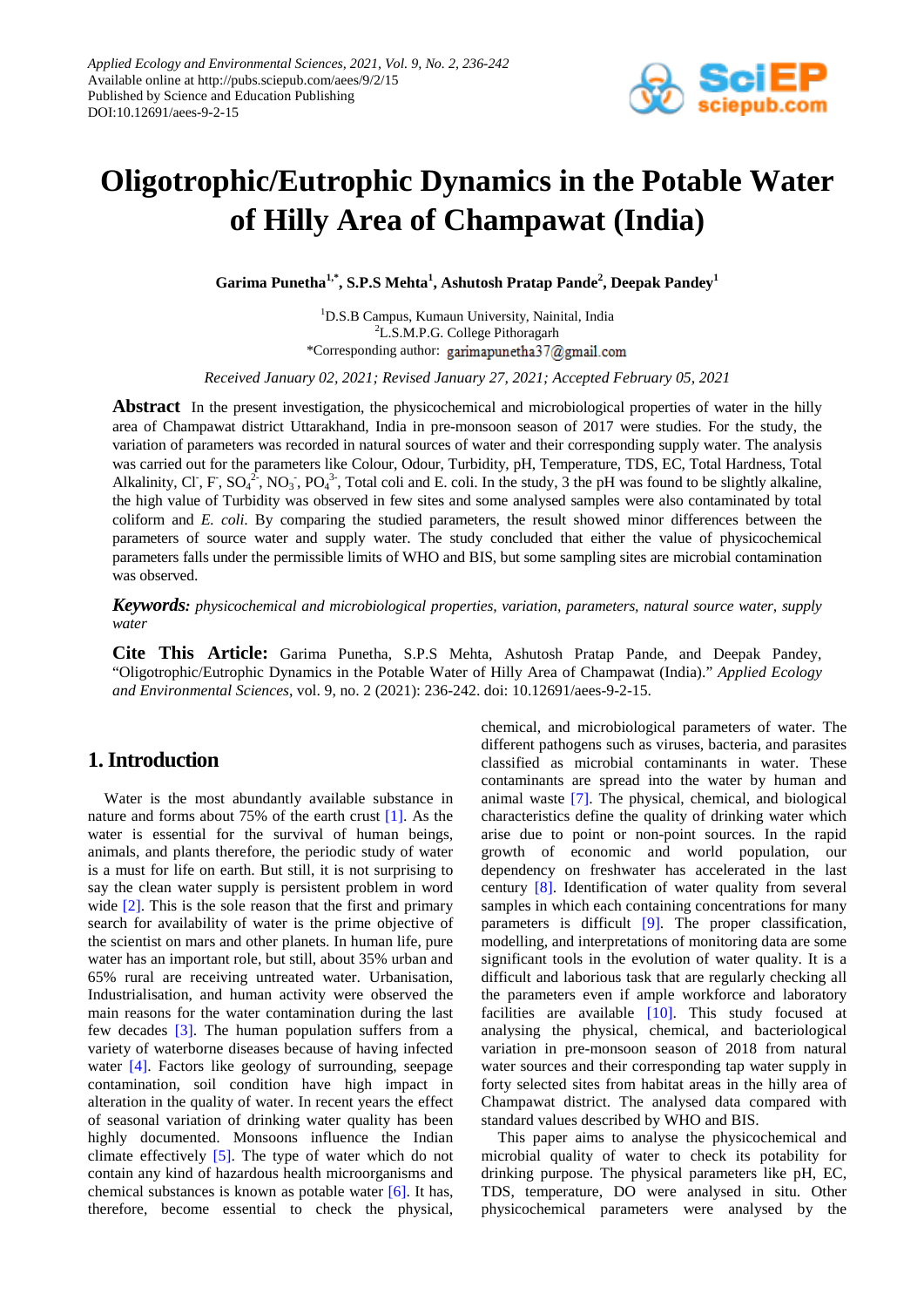# Oligotrophic/Eutrophic Dynamics in the Potable Water of Hilly Area of Champawat (India)

**Garima Punetha[1,*], S.P.S Mehta[1], Ashutosh Pratap Pande[2], Deepak Pandey[1]**

[1]D.S.B Campus, Kumaun University, Nainital, India
[2]L.S.M.P.G. College Pithoragarh
*Corresponding author: garimapunetha37@gmail.com

*Received January 02, 2021; Revised January 27, 2021; Accepted February 05, 2021*

**Abstract** In the present investigation, the physicochemical and microbiological properties of water in the hilly area of Champawat district Uttarakhand, India in pre-monsoon season of 2017 were studies. For the study, the variation of parameters was recorded in natural sources of water and their corresponding supply water. The analysis was carried out for the parameters like Colour, Odour, Turbidity, pH, Temperature, TDS, EC, Total Hardness, Total Alkalinity, $Cl^-$, $F^-$, $SO_4^{2-}$, $NO_3^-$, $PO_4^{3-}$, Total coli and E. coli. In the study, 3 the pH was found to be slightly alkaline, the high value of Turbidity was observed in few sites and some analysed samples were also contaminated by total coliform and *E. coli*. By comparing the studied parameters, the result showed minor differences between the parameters of source water and supply water. The study concluded that either the value of physicochemical parameters falls under the permissible limits of WHO and BIS, but some sampling sites are microbial contamination was observed.

***Keywords:*** *physicochemical and microbiological properties, variation, parameters, natural source water, supply water*

**Cite This Article:** Garima Punetha, S.P.S Mehta, Ashutosh Pratap Pande, and Deepak Pandey, "Oligotrophic/Eutrophic Dynamics in the Potable Water of Hilly Area of Champawat (India)." *Applied Ecology and Environmental Sciences*, vol. 9, no. 2 (2021): 236-242. doi: 10.12691/aees-9-2-15.

## 1. Introduction

Water is the most abundantly available substance in nature and forms about 75% of the earth crust [1]. As the water is essential for the survival of human beings, animals, and plants therefore, the periodic study of water is a must for life on earth. But still, it is not surprising to say the clean water supply is persistent problem in word wide [2]. This is the sole reason that the first and primary search for availability of water is the prime objective of the scientist on mars and other planets. In human life, pure water has an important role, but still, about 35% urban and 65% rural are receiving untreated water. Urbanisation, Industrialisation, and human activity were observed the main reasons for the water contamination during the last few decades [3]. The human population suffers from a variety of waterborne diseases because of having infected water [4]. Factors like geology of surrounding, seepage contamination, soil condition have high impact in alteration in the quality of water. In recent years the effect of seasonal variation of drinking water quality has been highly documented. Monsoons influence the Indian climate effectively [5]. The type of water which do not contain any kind of hazardous health microorganisms and chemical substances is known as potable water [6]. It has, therefore, become essential to check the physical, chemical, and microbiological parameters of water. The different pathogens such as viruses, bacteria, and parasites classified as microbial contaminants in water. These contaminants are spread into the water by human and animal waste [7]. The physical, chemical, and biological characteristics define the quality of drinking water which arise due to point or non-point sources. In the rapid growth of economic and world population, our dependency on freshwater has accelerated in the last century [8]. Identification of water quality from several samples in which each containing concentrations for many parameters is difficult [9]. The proper classification, modelling, and interpretations of monitoring data are some significant tools in the evolution of water quality. It is a difficult and laborious task that are regularly checking all the parameters even if ample workforce and laboratory facilities are available [10]. This study focused at analysing the physical, chemical, and bacteriological variation in pre-monsoon season of 2018 from natural water sources and their corresponding tap water supply in forty selected sites from habitat areas in the hilly area of Champawat district. The analysed data compared with standard values described by WHO and BIS.

This paper aims to analyse the physicochemical and microbial quality of water to check its potability for drinking purpose. The physical parameters like pH, EC, TDS, temperature, DO were analysed in situ. Other physicochemical parameters were analysed by the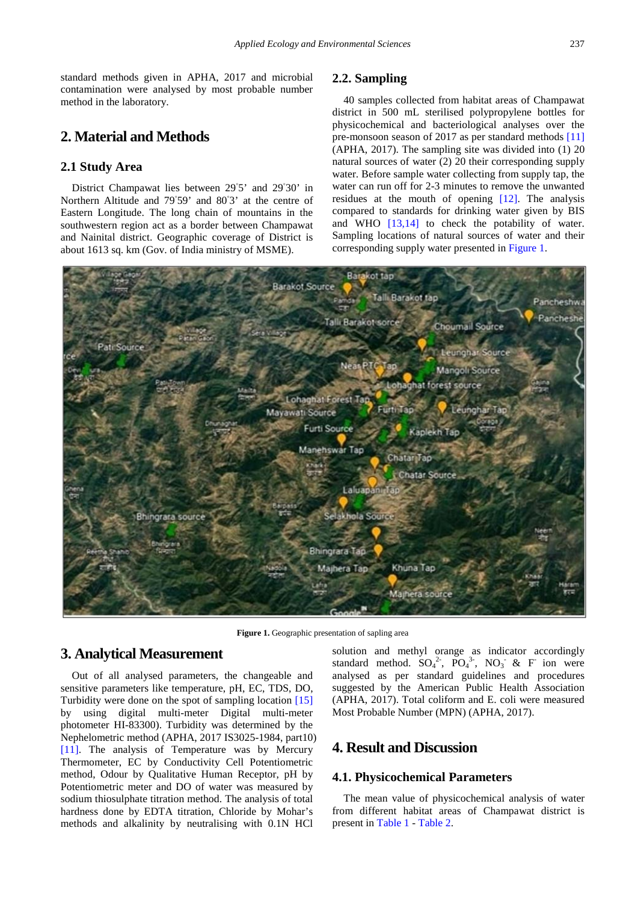standard methods given in APHA, 2017 and microbial contamination were analysed by most probable number method in the laboratory.

## 2. Material and Methods

### 2.1 Study Area

District Champawat lies between 29°5' and 29°30' in Northern Altitude and 79°59' and 80°3' at the centre of Eastern Longitude. The long chain of mountains in the southwestern region act as a border between Champawat and Nainital district. Geographic coverage of District is about 1613 sq. km (Gov. of India ministry of MSME).

### 2.2. Sampling

40 samples collected from habitat areas of Champawat district in 500 mL sterilised polypropylene bottles for physicochemical and bacteriological analyses over the pre-monsoon season of 2017 as per standard methods [11] (APHA, 2017). The sampling site was divided into (1) 20 natural sources of water (2) 20 their corresponding supply water. Before sample water collecting from supply tap, the water can run off for 2-3 minutes to remove the unwanted residues at the mouth of opening [12]. The analysis compared to standards for drinking water given by BIS and WHO [13,14] to check the potability of water. Sampling locations of natural sources of water and their corresponding supply water presented in Figure 1.

**Figure 1.** Geographic presentation of sapling area

## 3. Analytical Measurement

Out of all analysed parameters, the changeable and sensitive parameters like temperature, pH, EC, TDS, DO, Turbidity were done on the spot of sampling location [15] by using digital multi-meter Digital multi-meter photometer HI-83300). Turbidity was determined by the Nephelometric method (APHA, 2017 IS3025-1984, part10) [11]. The analysis of Temperature was by Mercury Thermometer, EC by Conductivity Cell Potentiometric method, Odour by Qualitative Human Receptor, pH by Potentiometric meter and DO of water was measured by sodium thiosulphate titration method. The analysis of total hardness done by EDTA titration, Chloride by Mohar's methods and alkalinity by neutralising with 0.1N HCl solution and methyl orange as indicator accordingly standard method. $SO_4^{2-}$, $PO_4^{3-}$, $NO_3^-$ & $F^-$ ion were analysed as per standard guidelines and procedures suggested by the American Public Health Association (APHA, 2017). Total coliform and E. coli were measured Most Probable Number (MPN) (APHA, 2017).

## 4. Result and Discussion

### 4.1. Physicochemical Parameters

The mean value of physicochemical analysis of water from different habitat areas of Champawat district is present in Table 1 - Table 2.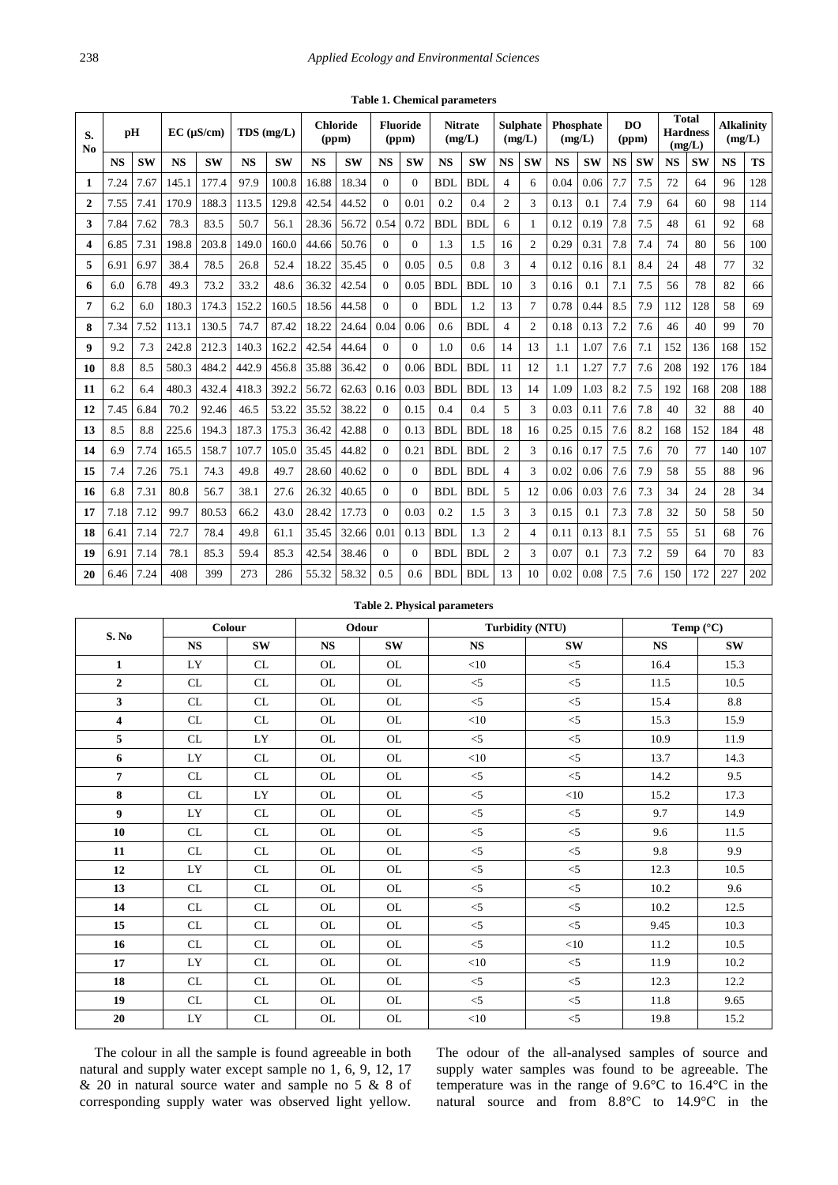**Table 1. Chemical parameters**

| S. No | pH | | EC (μS/cm) | | TDS (mg/L) | | Chloride (ppm) | | Fluoride (ppm) | | Nitrate (mg/L) | | Sulphate (mg/L) | | Phosphate (mg/L) | | DO (ppm) | | Total Hardness (mg/L) | | Alkalinity (mg/L) | |
|---|---|---|---|---|---|---|---|---|---|---|---|---|---|---|---|---|---|---|---|---|---|---|
| | NS | SW | NS | SW | NS | SW | NS | SW | NS | SW | NS | SW | NS | SW | NS | SW | NS | SW | NS | SW | NS | TS |
| 1 | 7.24 | 7.67 | 145.1 | 177.4 | 97.9 | 100.8 | 16.88 | 18.34 | 0 | 0 | BDL | BDL | 4 | 6 | 0.04 | 0.06 | 7.7 | 7.5 | 72 | 64 | 96 | 128 |
| 2 | 7.55 | 7.41 | 170.9 | 188.3 | 113.5 | 129.8 | 42.54 | 44.52 | 0 | 0.01 | 0.2 | 0.4 | 2 | 3 | 0.13 | 0.1 | 7.4 | 7.9 | 64 | 60 | 98 | 114 |
| 3 | 7.84 | 7.62 | 78.3 | 83.5 | 50.7 | 56.1 | 28.36 | 56.72 | 0.54 | 0.72 | BDL | BDL | 6 | 1 | 0.12 | 0.19 | 7.8 | 7.5 | 48 | 61 | 92 | 68 |
| 4 | 6.85 | 7.31 | 198.8 | 203.8 | 149.0 | 160.0 | 44.66 | 50.76 | 0 | 0 | 1.3 | 1.5 | 16 | 2 | 0.29 | 0.31 | 7.8 | 7.4 | 74 | 80 | 56 | 100 |
| 5 | 6.91 | 6.97 | 38.4 | 78.5 | 26.8 | 52.4 | 18.22 | 35.45 | 0 | 0.05 | 0.5 | 0.8 | 3 | 4 | 0.12 | 0.16 | 8.1 | 8.4 | 24 | 48 | 77 | 32 |
| 6 | 6.0 | 6.78 | 49.3 | 73.2 | 33.2 | 48.6 | 36.32 | 42.54 | 0 | 0.05 | BDL | BDL | 10 | 3 | 0.16 | 0.1 | 7.1 | 7.5 | 56 | 78 | 82 | 66 |
| 7 | 6.2 | 6.0 | 180.3 | 174.3 | 152.2 | 160.5 | 18.56 | 44.58 | 0 | 0 | BDL | 1.2 | 13 | 7 | 0.78 | 0.44 | 8.5 | 7.9 | 112 | 128 | 58 | 69 |
| 8 | 7.34 | 7.52 | 113.1 | 130.5 | 74.7 | 87.42 | 18.22 | 24.64 | 0.04 | 0.06 | 0.6 | BDL | 4 | 2 | 0.18 | 0.13 | 7.2 | 7.6 | 46 | 40 | 99 | 70 |
| 9 | 9.2 | 7.3 | 242.8 | 212.3 | 140.3 | 162.2 | 42.54 | 44.64 | 0 | 0 | 1.0 | 0.6 | 14 | 13 | 1.1 | 1.07 | 7.6 | 7.1 | 152 | 136 | 168 | 152 |
| 10 | 8.8 | 8.5 | 580.3 | 484.2 | 442.9 | 456.8 | 35.88 | 36.42 | 0 | 0.06 | BDL | BDL | 11 | 12 | 1.1 | 1.27 | 7.7 | 7.6 | 208 | 192 | 176 | 184 |
| 11 | 6.2 | 6.4 | 480.3 | 432.4 | 418.3 | 392.2 | 56.72 | 62.63 | 0.16 | 0.03 | BDL | BDL | 13 | 14 | 1.09 | 1.03 | 8.2 | 7.5 | 192 | 168 | 208 | 188 |
| 12 | 7.45 | 6.84 | 70.2 | 92.46 | 46.5 | 53.22 | 35.52 | 38.22 | 0 | 0.15 | 0.4 | 0.4 | 5 | 3 | 0.03 | 0.11 | 7.6 | 7.8 | 40 | 32 | 88 | 40 |
| 13 | 8.5 | 8.8 | 225.6 | 194.3 | 187.3 | 175.3 | 36.42 | 42.88 | 0 | 0.13 | BDL | BDL | 18 | 16 | 0.25 | 0.15 | 7.6 | 8.2 | 168 | 152 | 184 | 48 |
| 14 | 6.9 | 7.74 | 165.5 | 158.7 | 107.7 | 105.0 | 35.45 | 44.82 | 0 | 0.21 | BDL | BDL | 2 | 3 | 0.16 | 0.17 | 7.5 | 7.6 | 70 | 77 | 140 | 107 |
| 15 | 7.4 | 7.26 | 75.1 | 74.3 | 49.8 | 49.7 | 28.60 | 40.62 | 0 | 0 | BDL | BDL | 4 | 3 | 0.02 | 0.06 | 7.6 | 7.9 | 58 | 55 | 88 | 96 |
| 16 | 6.8 | 7.31 | 80.8 | 56.7 | 38.1 | 27.6 | 26.32 | 40.65 | 0 | 0 | BDL | BDL | 5 | 12 | 0.06 | 0.03 | 7.6 | 7.3 | 34 | 24 | 28 | 34 |
| 17 | 7.18 | 7.12 | 99.7 | 80.53 | 66.2 | 43.0 | 28.42 | 17.73 | 0 | 0.03 | 0.2 | 1.5 | 3 | 3 | 0.15 | 0.1 | 7.3 | 7.8 | 32 | 50 | 58 | 50 |
| 18 | 6.41 | 7.14 | 72.7 | 78.4 | 49.8 | 61.1 | 35.45 | 32.66 | 0.01 | 0.13 | BDL | 1.3 | 2 | 4 | 0.11 | 0.13 | 8.1 | 7.5 | 55 | 51 | 68 | 76 |
| 19 | 6.91 | 7.14 | 78.1 | 85.3 | 59.4 | 85.3 | 42.54 | 38.46 | 0 | 0 | BDL | BDL | 2 | 3 | 0.07 | 0.1 | 7.3 | 7.2 | 59 | 64 | 70 | 83 |
| 20 | 6.46 | 7.24 | 408 | 399 | 273 | 286 | 55.32 | 58.32 | 0.5 | 0.6 | BDL | BDL | 13 | 10 | 0.02 | 0.08 | 7.5 | 7.6 | 150 | 172 | 227 | 202 |

**Table 2. Physical parameters**

| S. No | Colour | | Odour | | Turbidity (NTU) | | Temp (°C) | |
|---|---|---|---|---|---|---|---|---|
| | NS | SW | NS | SW | NS | SW | NS | SW |
| 1 | LY | CL | OL | OL | <10 | <5 | 16.4 | 15.3 |
| 2 | CL | CL | OL | OL | <5 | <5 | 11.5 | 10.5 |
| 3 | CL | CL | OL | OL | <5 | <5 | 15.4 | 8.8 |
| 4 | CL | CL | OL | OL | <10 | <5 | 15.3 | 15.9 |
| 5 | CL | LY | OL | OL | <5 | <5 | 10.9 | 11.9 |
| 6 | LY | CL | OL | OL | <10 | <5 | 13.7 | 14.3 |
| 7 | CL | CL | OL | OL | <5 | <5 | 14.2 | 9.5 |
| 8 | CL | LY | OL | OL | <5 | <10 | 15.2 | 17.3 |
| 9 | LY | CL | OL | OL | <5 | <5 | 9.7 | 14.9 |
| 10 | CL | CL | OL | OL | <5 | <5 | 9.6 | 11.5 |
| 11 | CL | CL | OL | OL | <5 | <5 | 9.8 | 9.9 |
| 12 | LY | CL | OL | OL | <5 | <5 | 12.3 | 10.5 |
| 13 | CL | CL | OL | OL | <5 | <5 | 10.2 | 9.6 |
| 14 | CL | CL | OL | OL | <5 | <5 | 10.2 | 12.5 |
| 15 | CL | CL | OL | OL | <5 | <5 | 9.45 | 10.3 |
| 16 | CL | CL | OL | OL | <5 | <10 | 11.2 | 10.5 |
| 17 | LY | CL | OL | OL | <10 | <5 | 11.9 | 10.2 |
| 18 | CL | CL | OL | OL | <5 | <5 | 12.3 | 12.2 |
| 19 | CL | CL | OL | OL | <5 | <5 | 11.8 | 9.65 |
| 20 | LY | CL | OL | OL | <10 | <5 | 19.8 | 15.2 |

The colour in all the sample is found agreeable in both natural and supply water except sample no 1, 6, 9, 12, 17 & 20 in natural source water and sample no 5 & 8 of corresponding supply water was observed light yellow. The odour of the all-analysed samples of source and supply water samples was found to be agreeable. The temperature was in the range of 9.6°C to 16.4°C in the natural source and from 8.8°C to 14.9°C in the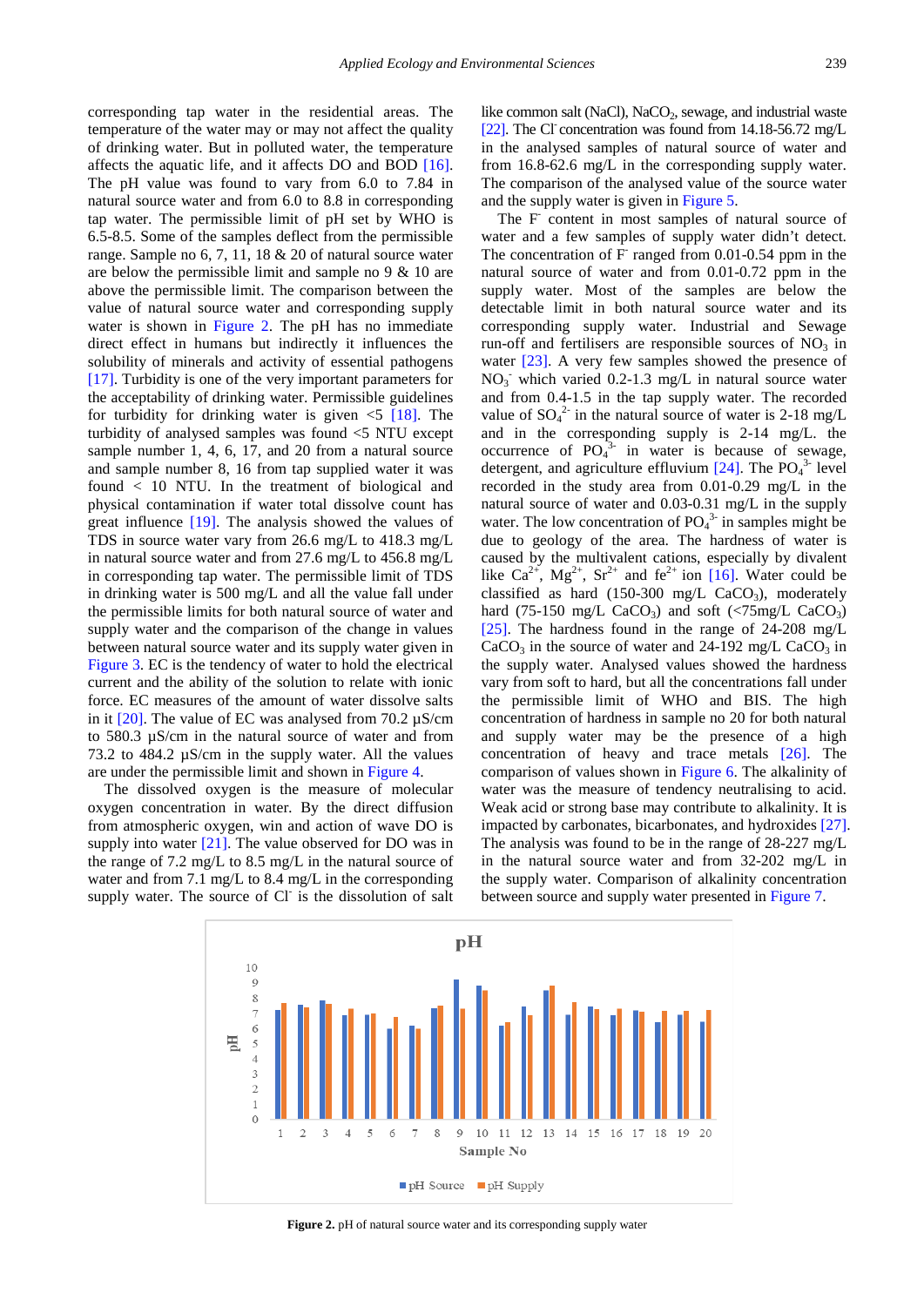corresponding tap water in the residential areas. The temperature of the water may or may not affect the quality of drinking water. But in polluted water, the temperature affects the aquatic life, and it affects DO and BOD [16]. The pH value was found to vary from 6.0 to 7.84 in natural source water and from 6.0 to 8.8 in corresponding tap water. The permissible limit of pH set by WHO is 6.5-8.5. Some of the samples deflect from the permissible range. Sample no 6, 7, 11, 18 & 20 of natural source water are below the permissible limit and sample no 9 & 10 are above the permissible limit. The comparison between the value of natural source water and corresponding supply water is shown in Figure 2. The pH has no immediate direct effect in humans but indirectly it influences the solubility of minerals and activity of essential pathogens [17]. Turbidity is one of the very important parameters for the acceptability of drinking water. Permissible guidelines for turbidity for drinking water is given <5 [18]. The turbidity of analysed samples was found <5 NTU except sample number 1, 4, 6, 17, and 20 from a natural source and sample number 8, 16 from tap supplied water it was found < 10 NTU. In the treatment of biological and physical contamination if water total dissolve count has great influence [19]. The analysis showed the values of TDS in source water vary from 26.6 mg/L to 418.3 mg/L in natural source water and from 27.6 mg/L to 456.8 mg/L in corresponding tap water. The permissible limit of TDS in drinking water is 500 mg/L and all the value fall under the permissible limits for both natural source of water and supply water and the comparison of the change in values between natural source water and its supply water given in Figure 3. EC is the tendency of water to hold the electrical current and the ability of the solution to relate with ionic force. EC measures of the amount of water dissolve salts in it [20]. The value of EC was analysed from 70.2 µS/cm to 580.3 µS/cm in the natural source of water and from 73.2 to 484.2 µS/cm in the supply water. All the values are under the permissible limit and shown in Figure 4.

The dissolved oxygen is the measure of molecular oxygen concentration in water. By the direct diffusion from atmospheric oxygen, win and action of wave DO is supply into water [21]. The value observed for DO was in the range of 7.2 mg/L to 8.5 mg/L in the natural source of water and from 7.1 mg/L to 8.4 mg/L in the corresponding supply water. The source of $Cl^-$ is the dissolution of salt like common salt (NaCl), $NaCO_2$, sewage, and industrial waste [22]. The $Cl^-$ concentration was found from 14.18-56.72 mg/L in the analysed samples of natural source of water and from 16.8-62.6 mg/L in the corresponding supply water. The comparison of the analysed value of the source water and the supply water is given in Figure 5.

The $F^-$ content in most samples of natural source of water and a few samples of supply water didn't detect. The concentration of $F^-$ ranged from 0.01-0.54 ppm in the natural source of water and from 0.01-0.72 ppm in the supply water. Most of the samples are below the detectable limit in both natural source water and its corresponding supply water. Industrial and Sewage run-off and fertilisers are responsible sources of $NO_3$ in water [23]. A very few samples showed the presence of $NO_3^-$ which varied 0.2-1.3 mg/L in natural source water and from 0.4-1.5 in the tap supply water. The recorded value of $SO_4^{2-}$ in the natural source of water is 2-18 mg/L and in the corresponding supply is 2-14 mg/L. the occurrence of $PO_4^{3-}$ in water is because of sewage, detergent, and agriculture effluvium [24]. The $PO_4^{3-}$ level recorded in the study area from 0.01-0.29 mg/L in the natural source of water and 0.03-0.31 mg/L in the supply water. The low concentration of $PO_4^{3-}$ in samples might be due to geology of the area. The hardness of water is caused by the multivalent cations, especially by divalent like $Ca^{2+}$, $Mg^{2+}$, $Sr^{2+}$ and $fe^{2+}$ ion [16]. Water could be classified as hard (150-300 mg/L $CaCO_3$), moderately hard (75-150 mg/L $CaCO_3$) and soft (<75mg/L $CaCO_3$) [25]. The hardness found in the range of 24-208 mg/L $CaCO_3$ in the source of water and 24-192 mg/L $CaCO_3$ in the supply water. Analysed values showed the hardness vary from soft to hard, but all the concentrations fall under the permissible limit of WHO and BIS. The high concentration of hardness in sample no 20 for both natural and supply water may be the presence of a high concentration of heavy and trace metals [26]. The comparison of values shown in Figure 6. The alkalinity of water was the measure of tendency neutralising to acid. Weak acid or strong base may contribute to alkalinity. It is impacted by carbonates, bicarbonates, and hydroxides [27]. The analysis was found to be in the range of 28-227 mg/L in the natural source water and from 32-202 mg/L in the supply water. Comparison of alkalinity concentration between source and supply water presented in Figure 7.

**Figure 2.** pH of natural source water and its corresponding supply water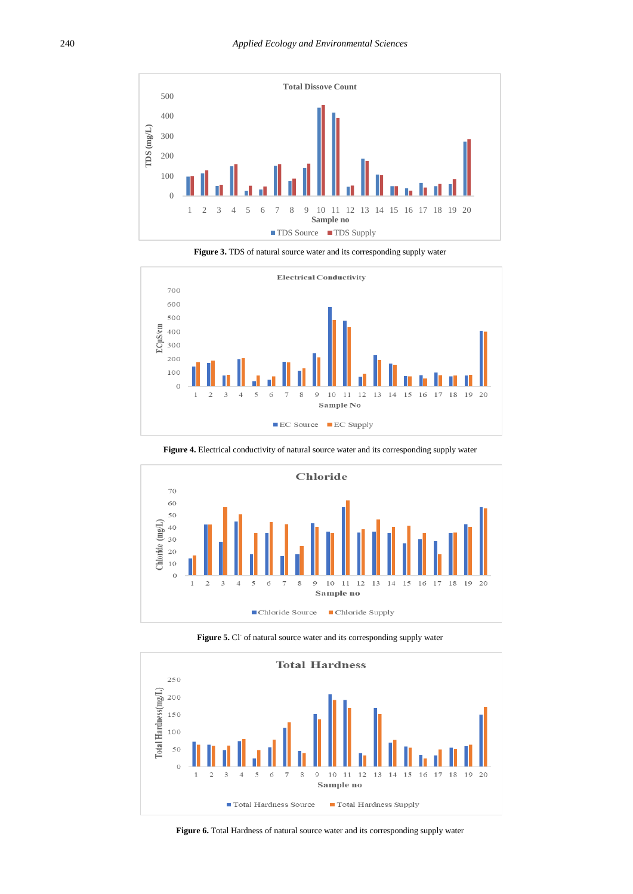**Figure 3.** TDS of natural source water and its corresponding supply water

**Figure 4.** Electrical conductivity of natural source water and its corresponding supply water

**Figure 5.** $Cl^-$ of natural source water and its corresponding supply water

**Figure 6.** Total Hardness of natural source water and its corresponding supply water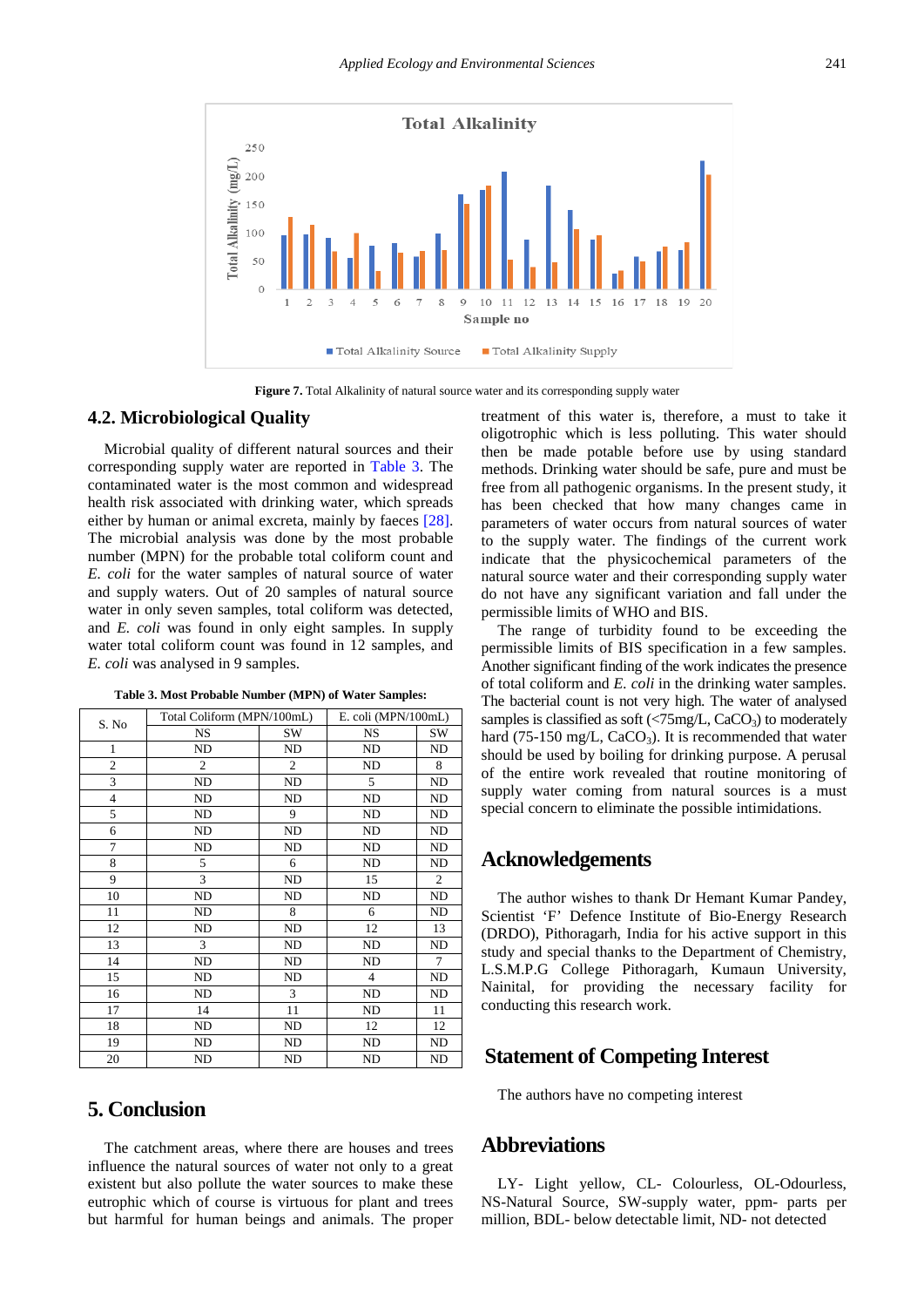Figure 7. Total Alkalinity of natural source water and its corresponding supply water

## 4.2. Microbiological Quality

Microbial quality of different natural sources and their corresponding supply water are reported in Table 3. The contaminated water is the most common and widespread health risk associated with drinking water, which spreads either by human or animal excreta, mainly by faeces [28]. The microbial analysis was done by the most probable number (MPN) for the probable total coliform count and *E. coli* for the water samples of natural source of water and supply waters. Out of 20 samples of natural source water in only seven samples, total coliform was detected, and *E. coli* was found in only eight samples. In supply water total coliform count was found in 12 samples, and *E. coli* was analysed in 9 samples.

**Table 3. Most Probable Number (MPN) of Water Samples:**

| S. No | Total Coliform (MPN/100mL) | | E. coli (MPN/100mL) | |
|---|---|---|---|---|
| | NS | SW | NS | SW |
| 1 | ND | ND | ND | ND |
| 2 | 2 | 2 | ND | 8 |
| 3 | ND | ND | 5 | ND |
| 4 | ND | ND | ND | ND |
| 5 | ND | 9 | ND | ND |
| 6 | ND | ND | ND | ND |
| 7 | ND | ND | ND | ND |
| 8 | 5 | 6 | ND | ND |
| 9 | 3 | ND | 15 | 2 |
| 10 | ND | ND | ND | ND |
| 11 | ND | 8 | 6 | ND |
| 12 | ND | ND | 12 | 13 |
| 13 | 3 | ND | ND | ND |
| 14 | ND | ND | ND | 7 |
| 15 | ND | ND | 4 | ND |
| 16 | ND | 3 | ND | ND |
| 17 | 14 | 11 | ND | 11 |
| 18 | ND | ND | 12 | 12 |
| 19 | ND | ND | ND | ND |
| 20 | ND | ND | ND | ND |

## 5. Conclusion

The catchment areas, where there are houses and trees influence the natural sources of water not only to a great existent but also pollute the water sources to make these eutrophic which of course is virtuous for plant and trees but harmful for human beings and animals. The proper treatment of this water is, therefore, a must to take it oligotrophic which is less polluting. This water should then be made potable before use by using standard methods. Drinking water should be safe, pure and must be free from all pathogenic organisms. In the present study, it has been checked that how many changes came in parameters of water occurs from natural sources of water to the supply water. The findings of the current work indicate that the physicochemical parameters of the natural source water and their corresponding supply water do not have any significant variation and fall under the permissible limits of WHO and BIS.

The range of turbidity found to be exceeding the permissible limits of BIS specification in a few samples. Another significant finding of the work indicates the presence of total coliform and *E. coli* in the drinking water samples. The bacterial count is not very high. The water of analysed samples is classified as soft (<75mg/L, $CaCO_3$) to moderately hard (75-150 mg/L, $CaCO_3$). It is recommended that water should be used by boiling for drinking purpose. A perusal of the entire work revealed that routine monitoring of supply water coming from natural sources is a must special concern to eliminate the possible intimidations.

## Acknowledgements

The author wishes to thank Dr Hemant Kumar Pandey, Scientist 'F' Defence Institute of Bio-Energy Research (DRDO), Pithoragarh, India for his active support in this study and special thanks to the Department of Chemistry, L.S.M.P.G College Pithoragarh, Kumaun University, Nainital, for providing the necessary facility for conducting this research work.

## Statement of Competing Interest

The authors have no competing interest

## Abbreviations

LY- Light yellow, CL- Colourless, OL-Odourless, NS-Natural Source, SW-supply water, ppm- parts per million, BDL- below detectable limit, ND- not detected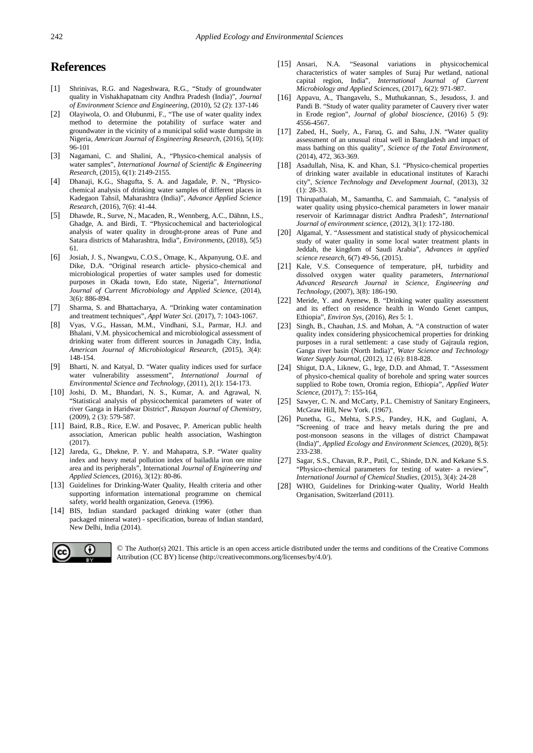## References

[1] Shrinivas, R.G. and Nageshwara, R.G., "Study of groundwater quality in Vishakhapatnam city Andhra Pradesh (India)", *Journal of Environment Science and Engineering*, (2010), 52 (2): 137-146

[2] Olayiwola, O. and Olubunmi, F., "The use of water quality index method to determine the potability of surface water and groundwater in the vicinity of a municipal solid waste dumpsite in Nigeria, *American Journal of Engineering Research*, (2016), 5(10): 96-101

[3] Nagamani, C. and Shalini, A., "Physico-chemical analysis of water samples", *International Journal of Scientific & Engineering Research*, (2015), 6(1): 2149-2155.

[4] Dhanaji, K.G., Shagufta, S. A. and Jagadale, P. N., "Physico-chemical analysis of drinking water samples of different places in Kadegaon Tahsil, Maharashtra (India)", *Advance Applied Science Research*, (2016), 7(6): 41-44.

[5] Dhawde, R., Surve, N., Macaden, R., Wennberg, A.C., Dähnn, I.S., Ghadge, A. and Birdi, T. "Physicochemical and bacteriological analysis of water quality in drought-prone areas of Pune and Satara districts of Maharashtra, India", *Environments*, (2018), 5(5) 61.

[6] Josiah, J. S., Nwangwu, C.O.S., Omage, K., Akpanyung, O.E. and Dike, D.A. "Original research article- physico-chemical and microbiological properties of water samples used for domestic purposes in Okada town, Edo state, Nigeria", *International Journal of Current Microbiology and Applied Science*, (2014), 3(6): 886-894.

[7] Sharma, S. and Bhattacharya, A. "Drinking water contamination and treatment techniques", *Appl Water Sci.* (2017), 7: 1043-1067.

[8] Vyas, V.G., Hassan, M.M., Vindhani, S.I., Parmar, H.J. and Bhalani, V.M. physicochemical and microbiological assessment of drinking water from different sources in Junagadh City, India, *American Journal of Microbiological Research*, (2015), *3*(4): 148-154.

[9] Bharti, N. and Katyal, D. "Water quality indices used for surface water vulnerability assessment", *International Journal of Environmental Science and Technology*, (2011), 2(1): 154-173.

[10] Joshi, D. M., Bhandari, N. S., Kumar, A. and Agrawal, N. "Statistical analysis of physicochemical parameters of water of river Ganga in Haridwar District", *Rasayan Journal of Chemistry*, (2009), 2 (3): 579-587.

[11] Baird, R.B., Rice, E.W. and Posavec, P. American public health association, American public health association, Washington (2017).

[12] Jareda, G., Dhekne, P. Y. and Mahapatra, S.P. "Water quality index and heavy metal pollution index of bailadila iron ore mine area and its peripherals", International *Journal of Engineering and Applied Sciences*, (2016), 3(12): 80-86.

[13] Guidelines for Drinking-Water Quality, Health criteria and other supporting information international programme on chemical safety, world health organization, Geneva. (1996).

[14] BIS, Indian standard packaged drinking water (other than packaged mineral water) - specification, bureau of Indian standard, New Delhi, India (2014).

[15] Ansari, N.A. "Seasonal variations in physicochemical characteristics of water samples of Suraj Pur wetland, national capital region, India", *International Journal of Current Microbiology and Applied Sciences*, (2017), 6(2): 971-987.

[16] Appavu, A., Thangavelu, S., Muthukannan, S., Jesudoss, J. and Pandi B. "Study of water quality parameter of Cauvery river water in Erode region", *Journal of global bioscience*, (2016) 5 (9): 4556-4567.

[17] Zabed, H., Suely, A., Faruq, G. and Sahu, J.N. "Water quality assessment of an unusual ritual well in Bangladesh and impact of mass bathing on this quality", *Science of the Total Environment*, (2014), 472, 363-369.

[18] Asadullah, Nisa, K. and Khan, S.I. "Physico-chemical properties of drinking water available in educational institutes of Karachi city", *Science Technology and Development Journal*, (2013), 32 (1): 28-33.

[19] Thirupathaiah, M., Samantha, C. and Sammaiah, C. "analysis of water quality using physico-chemical parameters in lower manair reservoir of Karimnagar district Andhra Pradesh", *International Journal of environment science*, (2012), 3(1): 172-180.

[20] Algamal, Y. "Assessment and statistical study of physicochemical study of water quality in some local water treatment plants in Jeddah, the kingdom of Saudi Arabia", *Advances in applied science research*, 6(7) 49-56, (2015).

[21] Kale, V.S. Consequence of temperature, pH, turbidity and dissolved oxygen water quality parameters, *International Advanced Research Journal in Science, Engineering and Technology*, (2007), 3(8): 186-190.

[22] Meride, Y. and Ayenew, B. "Drinking water quality assessment and its effect on residence health in Wondo Genet campus, Ethiopia", *Environ Sys*, (2016), *Res* 5: 1.

[23] Singh, B., Chauhan, J.S. and Mohan, A. "A construction of water quality index considering physicochemical properties for drinking purposes in a rural settlement: a case study of Gajraula region, Ganga river basin (North India)", *Water Science and Technology Water Supply Journal*, (2012), 12 (6): 818-828.

[24] Shigut, D.A., Liknew, G., Irge, D.D. and Ahmad, T. "Assessment of physico-chemical quality of borehole and spring water sources supplied to Robe town, Oromia region, Ethiopia", *Applied Water Science*, (2017), 7: 155-164.

[25] Sawyer, C. N. and McCarty, P.L. Chemistry of Sanitary Engineers, McGraw Hill, New York. (1967).

[26] Punetha, G., Mehta, S.P.S., Pandey, H.K, and Guglani, A. "Screening of trace and heavy metals during the pre and post-monsoon seasons in the villages of district Champawat (India)", *Applied Ecology and Environment Sciences*, (2020), 8(5): 233-238.

[27] Sagar, S.S., Chavan, R.P., Patil, C., Shinde, D.N. and Kekane S.S. "Physico-chemical parameters for testing of water- a review", *International Journal of Chemical Studies*, (2015), 3(4): 24-28

[28] WHO, Guidelines for Drinking-water Quality, World Health Organisation, Switzerland (2011).

© The Author(s) 2021. This article is an open access article distributed under the terms and conditions of the Creative Commons Attribution (CC BY) license (http://creativecommons.org/licenses/by/4.0/).